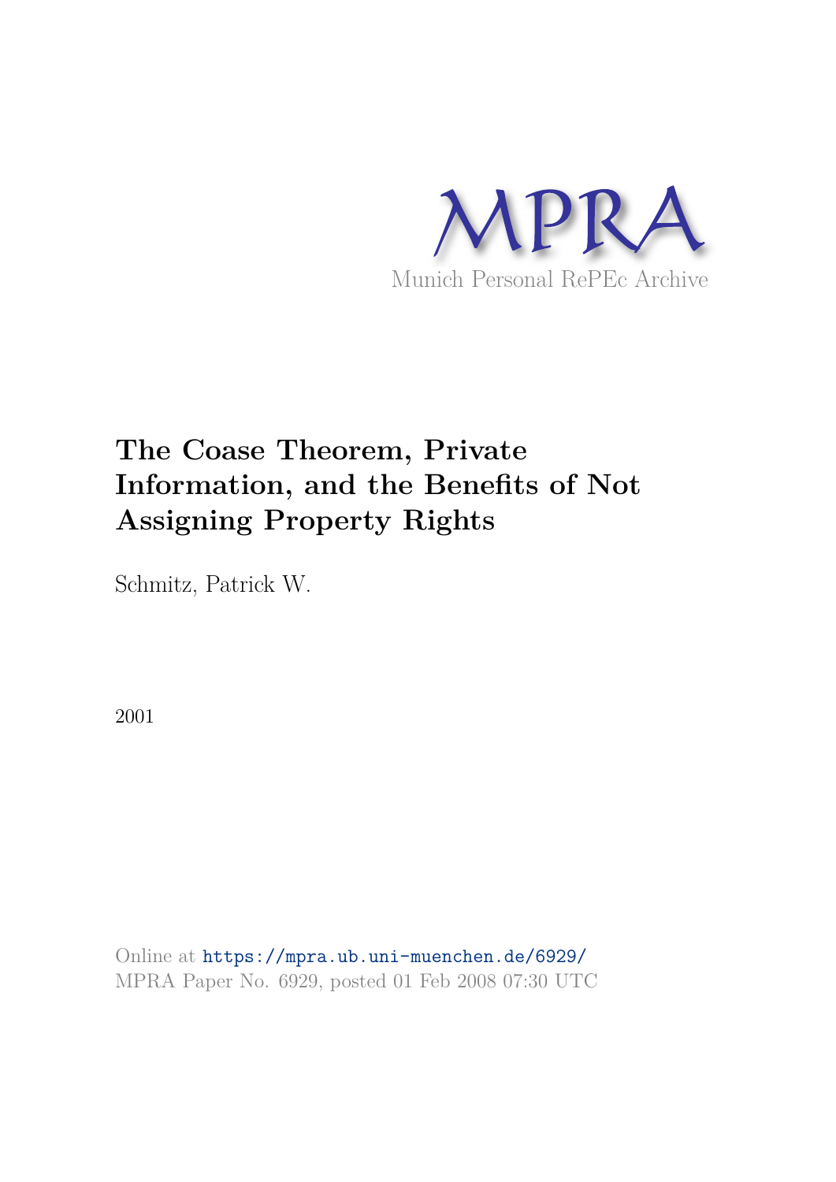MPRA

Munich Personal RePEc Archive

# The Coase Theorem, Private Information, and the Benefits of Not Assigning Property Rights

Schmitz, Patrick W.

2001

Online at https://mpra.ub.uni-muenchen.de/6929/
MPRA Paper No. 6929, posted 01 Feb 2008 07:30 UTC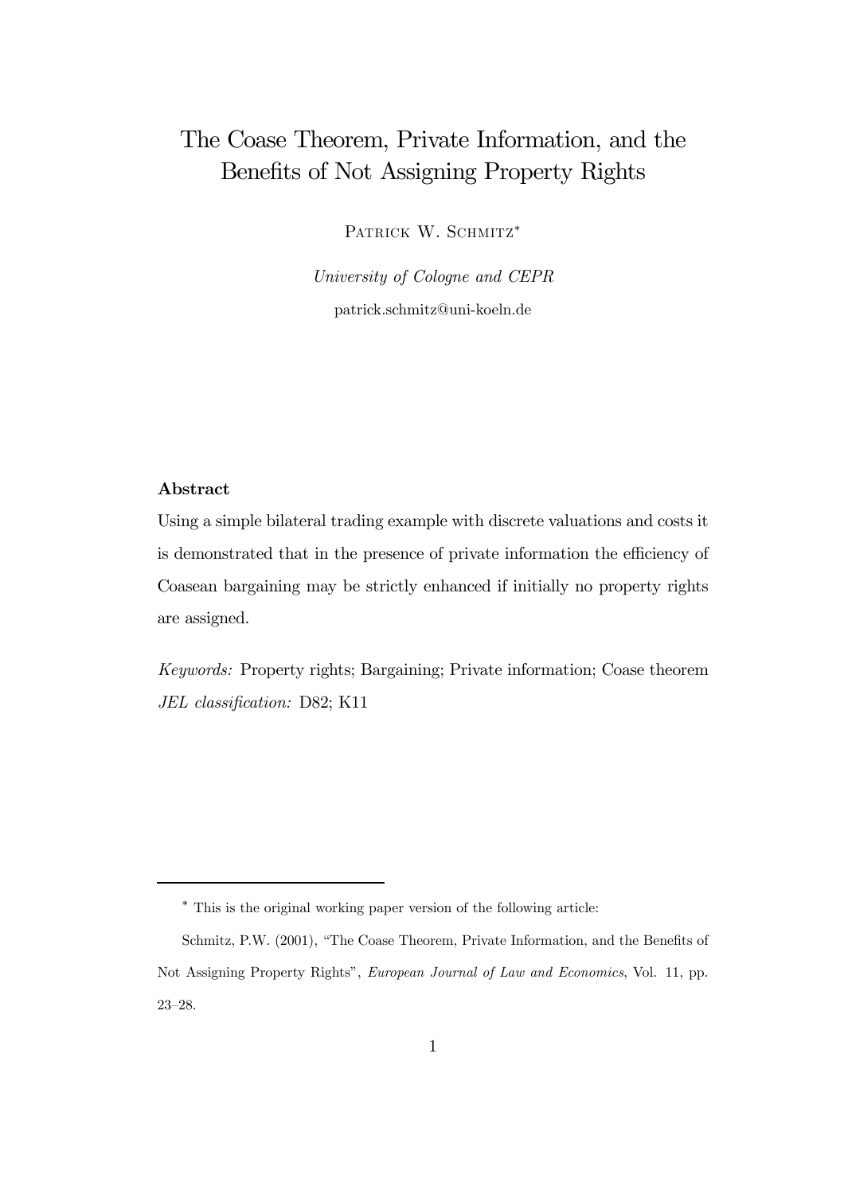# The Coase Theorem, Private Information, and the Benefits of Not Assigning Property Rights

Patrick W. Schmitz*

*University of Cologne and CEPR*

patrick.schmitz@uni-koeln.de

**Abstract**

Using a simple bilateral trading example with discrete valuations and costs it is demonstrated that in the presence of private information the efficiency of Coasean bargaining may be strictly enhanced if initially no property rights are assigned.

*Keywords:* Property rights; Bargaining; Private information; Coase theorem

*JEL classification:* D82; K11

---

* This is the original working paper version of the following article:

Schmitz, P.W. (2001), "The Coase Theorem, Private Information, and the Benefits of Not Assigning Property Rights", *European Journal of Law and Economics*, Vol. 11, pp. 23–28.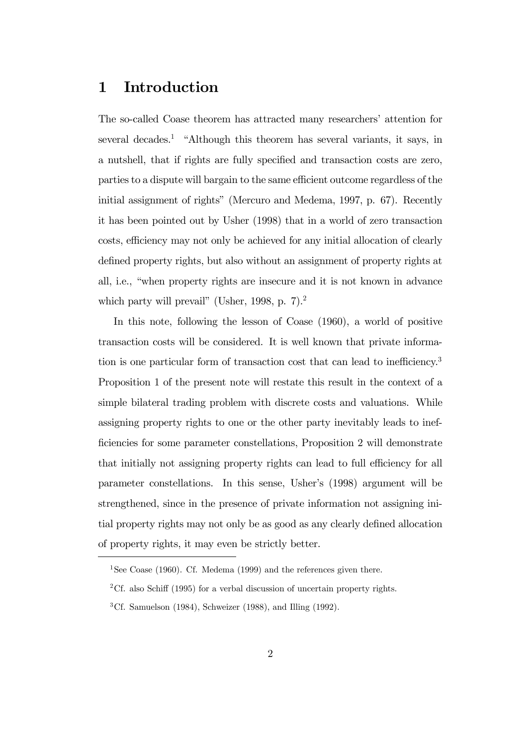# 1 Introduction

The so-called Coase theorem has attracted many researchers' attention for several decades.[1] "Although this theorem has several variants, it says, in a nutshell, that if rights are fully specified and transaction costs are zero, parties to a dispute will bargain to the same efficient outcome regardless of the initial assignment of rights" (Mercuro and Medema, 1997, p. 67). Recently it has been pointed out by Usher (1998) that in a world of zero transaction costs, efficiency may not only be achieved for any initial allocation of clearly defined property rights, but also without an assignment of property rights at all, i.e., "when property rights are insecure and it is not known in advance which party will prevail" (Usher, 1998, p. 7).[2]

In this note, following the lesson of Coase (1960), a world of positive transaction costs will be considered. It is well known that private information is one particular form of transaction cost that can lead to inefficiency.[3] Proposition 1 of the present note will restate this result in the context of a simple bilateral trading problem with discrete costs and valuations. While assigning property rights to one or the other party inevitably leads to inefficiencies for some parameter constellations, Proposition 2 will demonstrate that initially not assigning property rights can lead to full efficiency for all parameter constellations. In this sense, Usher's (1998) argument will be strengthened, since in the presence of private information not assigning initial property rights may not only be as good as any clearly defined allocation of property rights, it may even be strictly better.

[1] See Coase (1960). Cf. Medema (1999) and the references given there.

[2] Cf. also Schiff (1995) for a verbal discussion of uncertain property rights.

[3] Cf. Samuelson (1984), Schweizer (1988), and Illing (1992).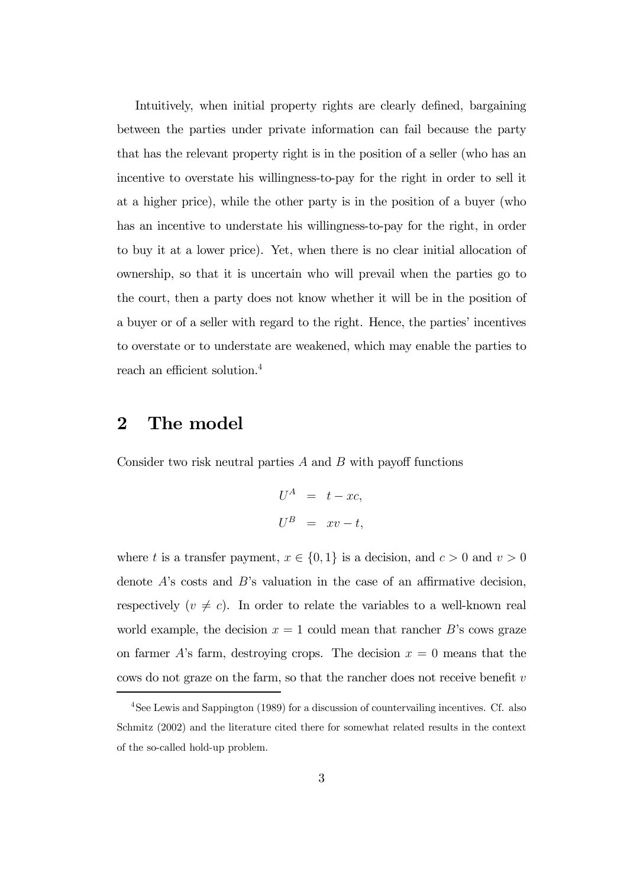Intuitively, when initial property rights are clearly defined, bargaining between the parties under private information can fail because the party that has the relevant property right is in the position of a seller (who has an incentive to overstate his willingness-to-pay for the right in order to sell it at a higher price), while the other party is in the position of a buyer (who has an incentive to understate his willingness-to-pay for the right, in order to buy it at a lower price). Yet, when there is no clear initial allocation of ownership, so that it is uncertain who will prevail when the parties go to the court, then a party does not know whether it will be in the position of a buyer or of a seller with regard to the right. Hence, the parties' incentives to overstate or to understate are weakened, which may enable the parties to reach an efficient solution.[4]

## 2 The model

Consider two risk neutral parties $A$ and $B$ with payoff functions

$$
\begin{aligned}
U^A &= t - xc, \\
U^B &= xv - t,
\end{aligned}
$$

where $t$ is a transfer payment, $x \in \{0, 1\}$ is a decision, and $c > 0$ and $v > 0$ denote $A$'s costs and $B$'s valuation in the case of an affirmative decision, respectively ($v \neq c$). In order to relate the variables to a well-known real world example, the decision $x = 1$ could mean that rancher $B$'s cows graze on farmer $A$'s farm, destroying crops. The decision $x = 0$ means that the cows do not graze on the farm, so that the rancher does not receive benefit $v$

[4] See Lewis and Sappington (1989) for a discussion of countervailing incentives. Cf. also Schmitz (2002) and the literature cited there for somewhat related results in the context of the so-called hold-up problem.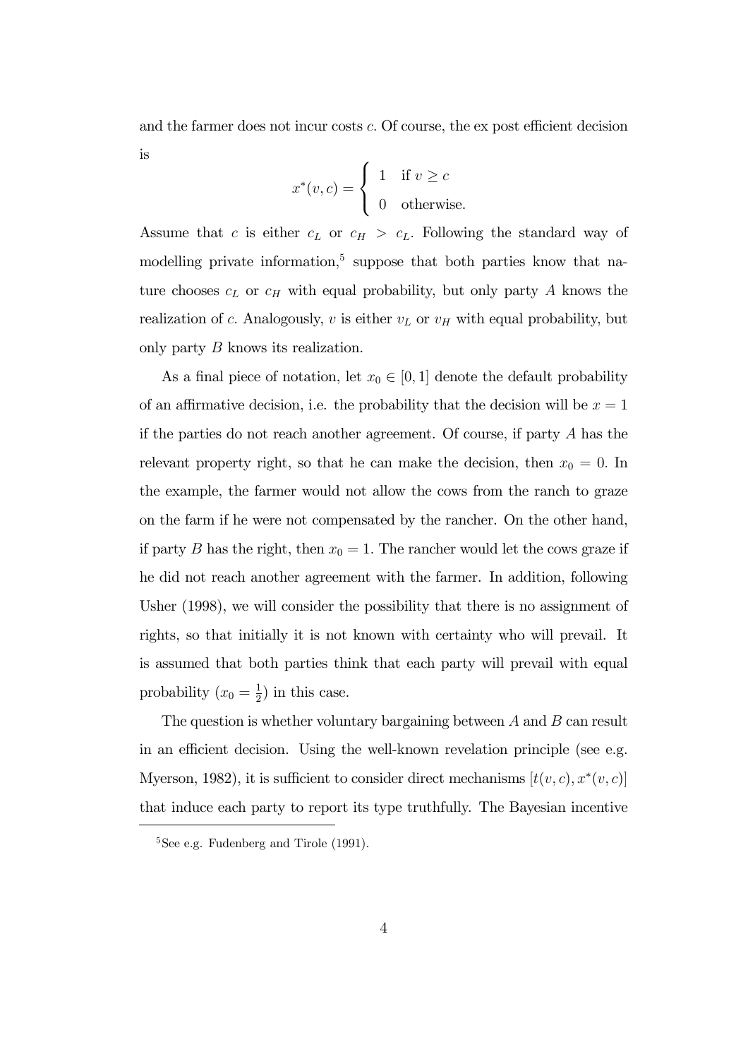and the farmer does not incur costs $c$. Of course, the ex post efficient decision is

$$x^*(v,c) = \begin{cases} 1 & \text{if } v \geq c \\ 0 & \text{otherwise.} \end{cases}$$

Assume that $c$ is either $c_L$ or $c_H > c_L$. Following the standard way of modelling private information,[5] suppose that both parties know that nature chooses $c_L$ or $c_H$ with equal probability, but only party $A$ knows the realization of $c$. Analogously, $v$ is either $v_L$ or $v_H$ with equal probability, but only party $B$ knows its realization.

As a final piece of notation, let $x_0 \in [0,1]$ denote the default probability of an affirmative decision, i.e. the probability that the decision will be $x = 1$ if the parties do not reach another agreement. Of course, if party $A$ has the relevant property right, so that he can make the decision, then $x_0 = 0$. In the example, the farmer would not allow the cows from the ranch to graze on the farm if he were not compensated by the rancher. On the other hand, if party $B$ has the right, then $x_0 = 1$. The rancher would let the cows graze if he did not reach another agreement with the farmer. In addition, following Usher (1998), we will consider the possibility that there is no assignment of rights, so that initially it is not known with certainty who will prevail. It is assumed that both parties think that each party will prevail with equal probability ($x_0 = \frac{1}{2}$) in this case.

The question is whether voluntary bargaining between $A$ and $B$ can result in an efficient decision. Using the well-known revelation principle (see e.g. Myerson, 1982), it is sufficient to consider direct mechanisms $[t(v,c), x^*(v,c)]$ that induce each party to report its type truthfully. The Bayesian incentive

[5] See e.g. Fudenberg and Tirole (1991).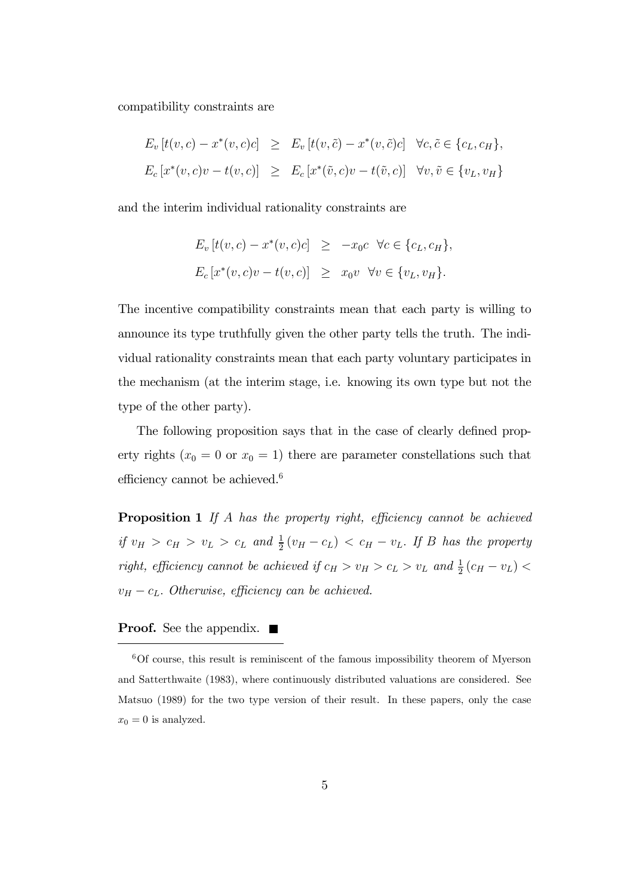compatibility constraints are

$$
\begin{aligned}
E_v\left[t(v,c) - x^*(v,c)c\right] &\geq E_v\left[t(v,\tilde{c}) - x^*(v,\tilde{c})c\right] \quad \forall c, \tilde{c} \in \{c_L, c_H\}, \\
E_c\left[x^*(v,c)v - t(v,c)\right] &\geq E_c\left[x^*(\tilde{v},c)v - t(\tilde{v},c)\right] \quad \forall v, \tilde{v} \in \{v_L, v_H\}
\end{aligned}
$$

and the interim individual rationality constraints are

$$
\begin{aligned}
E_v\left[t(v,c) - x^*(v,c)c\right] &\geq -x_0 c \quad \forall c \in \{c_L, c_H\}, \\
E_c\left[x^*(v,c)v - t(v,c)\right] &\geq x_0 v \quad \forall v \in \{v_L, v_H\}.
\end{aligned}
$$

The incentive compatibility constraints mean that each party is willing to announce its type truthfully given the other party tells the truth. The individual rationality constraints mean that each party voluntary participates in the mechanism (at the interim stage, i.e. knowing its own type but not the type of the other party).

The following proposition says that in the case of clearly defined property rights ($x_0 = 0$ or $x_0 = 1$) there are parameter constellations such that efficiency cannot be achieved.[6]

**Proposition 1** *If $A$ has the property right, efficiency cannot be achieved if $v_H > c_H > v_L > c_L$ and $\frac{1}{2}(v_H - c_L) < c_H - v_L$. If $B$ has the property right, efficiency cannot be achieved if $c_H > v_H > c_L > v_L$ and $\frac{1}{2}(c_H - v_L) < v_H - c_L$. Otherwise, efficiency can be achieved.*

**Proof.** See the appendix. ■

[6] Of course, this result is reminiscent of the famous impossibility theorem of Myerson and Satterthwaite (1983), where continuously distributed valuations are considered. See Matsuo (1989) for the two type version of their result. In these papers, only the case $x_0 = 0$ is analyzed.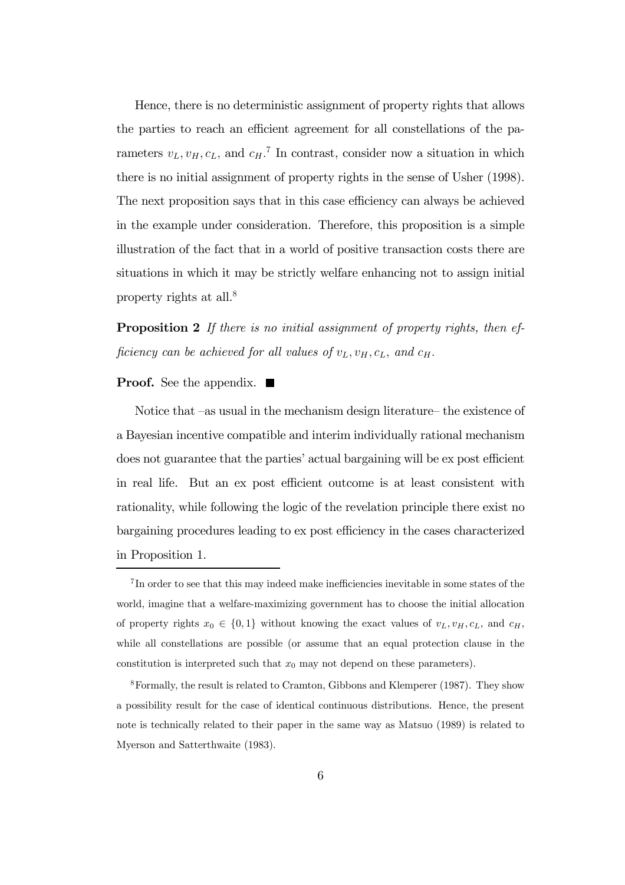Hence, there is no deterministic assignment of property rights that allows the parties to reach an efficient agreement for all constellations of the parameters $v_L, v_H, c_L$, and $c_H$.[7] In contrast, consider now a situation in which there is no initial assignment of property rights in the sense of Usher (1998). The next proposition says that in this case efficiency can always be achieved in the example under consideration. Therefore, this proposition is a simple illustration of the fact that in a world of positive transaction costs there are situations in which it may be strictly welfare enhancing not to assign initial property rights at all.[8]

**Proposition 2** *If there is no initial assignment of property rights, then efficiency can be achieved for all values of $v_L, v_H, c_L$, and $c_H$.*

**Proof.** See the appendix. ■

Notice that –as usual in the mechanism design literature– the existence of a Bayesian incentive compatible and interim individually rational mechanism does not guarantee that the parties' actual bargaining will be ex post efficient in real life. But an ex post efficient outcome is at least consistent with rationality, while following the logic of the revelation principle there exist no bargaining procedures leading to ex post efficiency in the cases characterized in Proposition 1.

---

[7] In order to see that this may indeed make inefficiencies inevitable in some states of the world, imagine that a welfare-maximizing government has to choose the initial allocation of property rights $x_0 \in \{0, 1\}$ without knowing the exact values of $v_L, v_H, c_L$, and $c_H$, while all constellations are possible (or assume that an equal protection clause in the constitution is interpreted such that $x_0$ may not depend on these parameters).

[8] Formally, the result is related to Cramton, Gibbons and Klemperer (1987). They show a possibility result for the case of identical continuous distributions. Hence, the present note is technically related to their paper in the same way as Matsuo (1989) is related to Myerson and Satterthwaite (1983).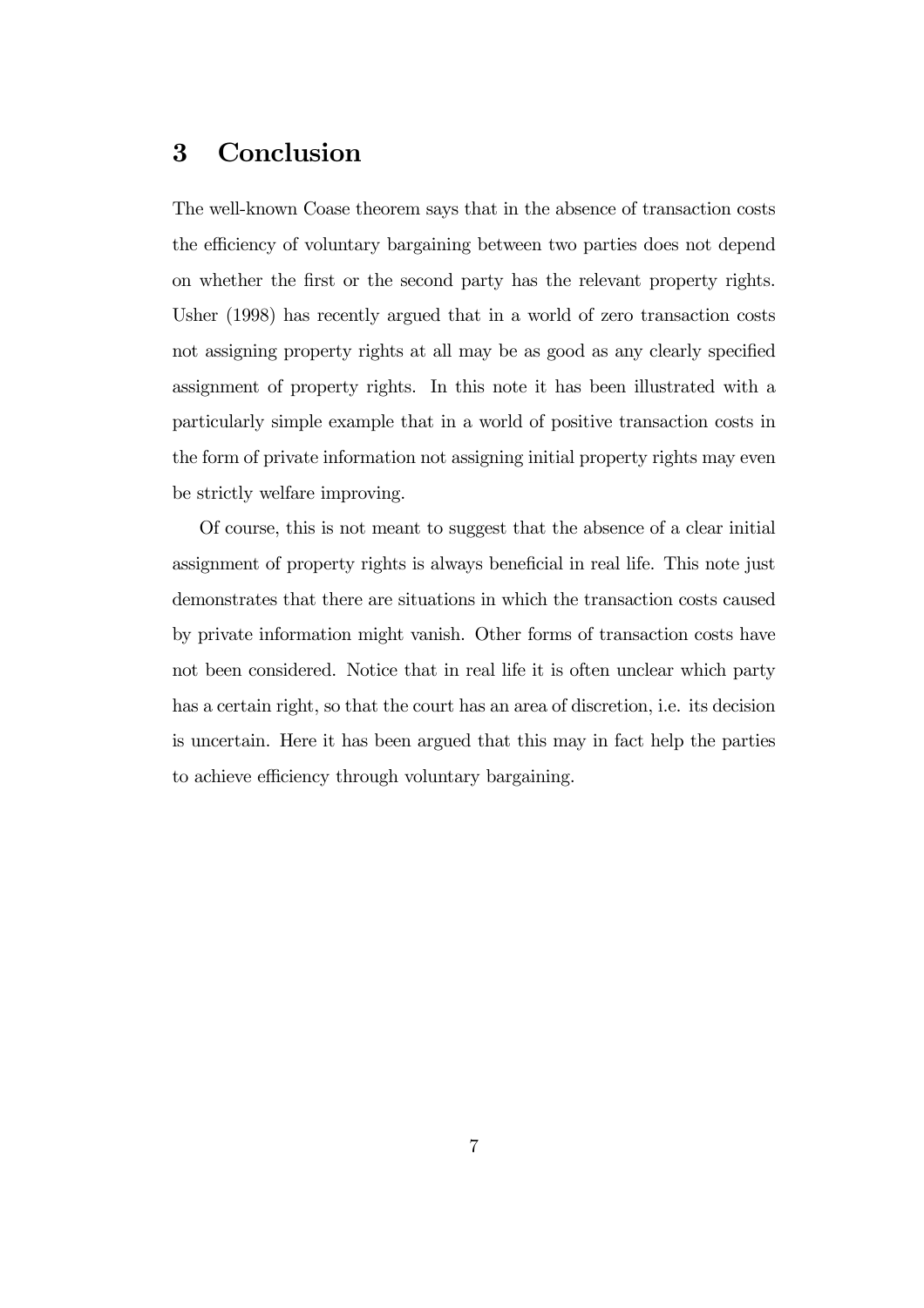## 3 Conclusion

The well-known Coase theorem says that in the absence of transaction costs the efficiency of voluntary bargaining between two parties does not depend on whether the first or the second party has the relevant property rights. Usher (1998) has recently argued that in a world of zero transaction costs not assigning property rights at all may be as good as any clearly specified assignment of property rights. In this note it has been illustrated with a particularly simple example that in a world of positive transaction costs in the form of private information not assigning initial property rights may even be strictly welfare improving.

Of course, this is not meant to suggest that the absence of a clear initial assignment of property rights is always beneficial in real life. This note just demonstrates that there are situations in which the transaction costs caused by private information might vanish. Other forms of transaction costs have not been considered. Notice that in real life it is often unclear which party has a certain right, so that the court has an area of discretion, i.e. its decision is uncertain. Here it has been argued that this may in fact help the parties to achieve efficiency through voluntary bargaining.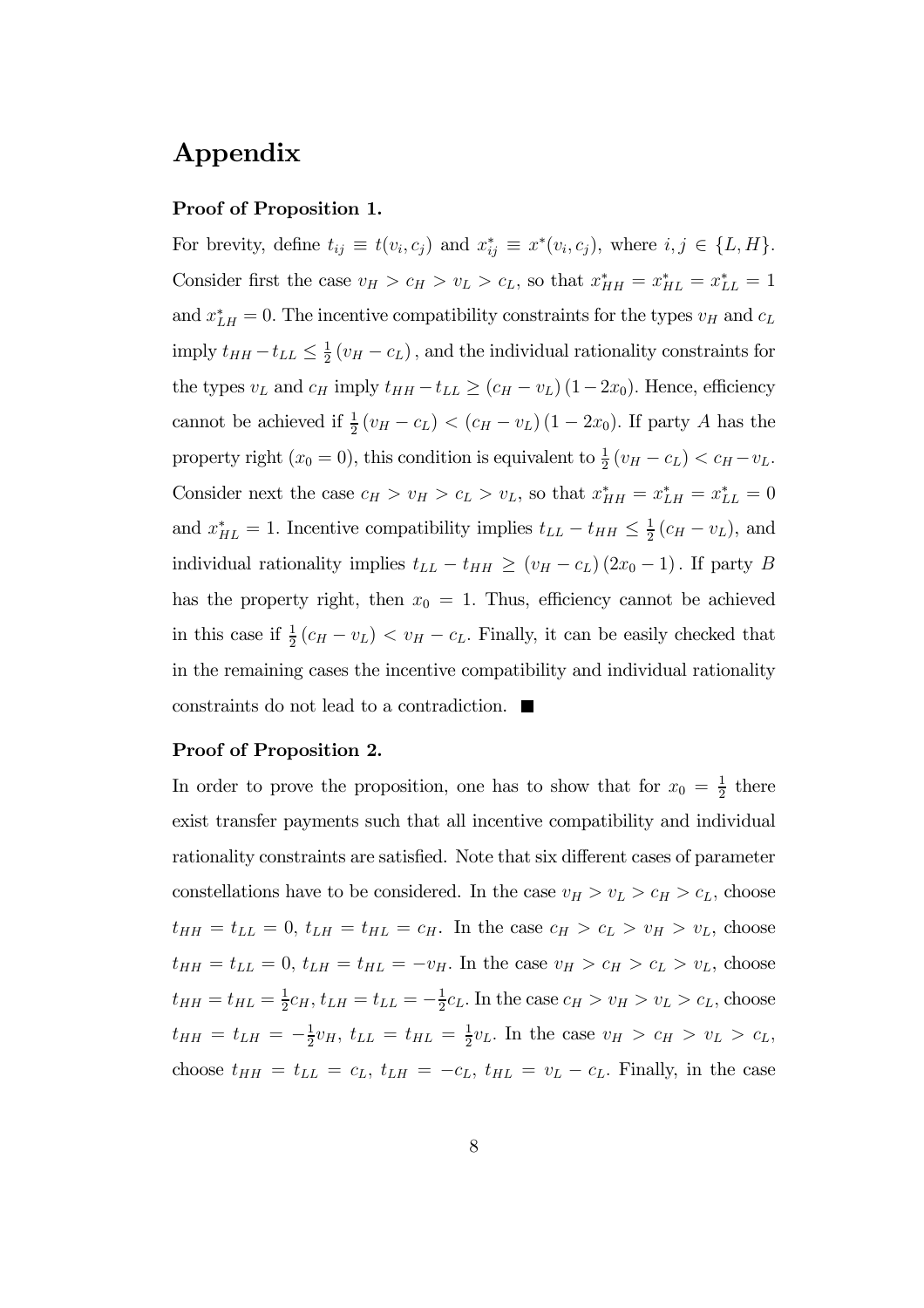# Appendix

**Proof of Proposition 1.**

For brevity, define $t_{ij} \equiv t(v_i, c_j)$ and $x^*_{ij} \equiv x^*(v_i, c_j)$, where $i, j \in \{L, H\}$. Consider first the case $v_H > c_H > v_L > c_L$, so that $x^*_{HH} = x^*_{HL} = x^*_{LL} = 1$ and $x^*_{LH} = 0$. The incentive compatibility constraints for the types $v_H$ and $c_L$ imply $t_{HH} - t_{LL} \leq \frac{1}{2}(v_H - c_L)$, and the individual rationality constraints for the types $v_L$ and $c_H$ imply $t_{HH} - t_{LL} \geq (c_H - v_L)(1 - 2x_0)$. Hence, efficiency cannot be achieved if $\frac{1}{2}(v_H - c_L) < (c_H - v_L)(1 - 2x_0)$. If party $A$ has the property right ($x_0 = 0$), this condition is equivalent to $\frac{1}{2}(v_H - c_L) < c_H - v_L$. Consider next the case $c_H > v_H > c_L > v_L$, so that $x^*_{HH} = x^*_{LH} = x^*_{LL} = 0$ and $x^*_{HL} = 1$. Incentive compatibility implies $t_{LL} - t_{HH} \leq \frac{1}{2}(c_H - v_L)$, and individual rationality implies $t_{LL} - t_{HH} \geq (v_H - c_L)(2x_0 - 1)$. If party $B$ has the property right, then $x_0 = 1$. Thus, efficiency cannot be achieved in this case if $\frac{1}{2}(c_H - v_L) < v_H - c_L$. Finally, it can be easily checked that in the remaining cases the incentive compatibility and individual rationality constraints do not lead to a contradiction. ■

**Proof of Proposition 2.**

In order to prove the proposition, one has to show that for $x_0 = \frac{1}{2}$ there exist transfer payments such that all incentive compatibility and individual rationality constraints are satisfied. Note that six different cases of parameter constellations have to be considered. In the case $v_H > v_L > c_H > c_L$, choose $t_{HH} = t_{LL} = 0$, $t_{LH} = t_{HL} = c_H$. In the case $c_H > c_L > v_H > v_L$, choose $t_{HH} = t_{LL} = 0$, $t_{LH} = t_{HL} = -v_H$. In the case $v_H > c_H > c_L > v_L$, choose $t_{HH} = t_{HL} = \frac{1}{2}c_H$, $t_{LH} = t_{LL} = -\frac{1}{2}c_L$. In the case $c_H > v_H > v_L > c_L$, choose $t_{HH} = t_{LH} = -\frac{1}{2}v_H$, $t_{LL} = t_{HL} = \frac{1}{2}v_L$. In the case $v_H > c_H > v_L > c_L$, choose $t_{HH} = t_{LL} = c_L$, $t_{LH} = -c_L$, $t_{HL} = v_L - c_L$. Finally, in the case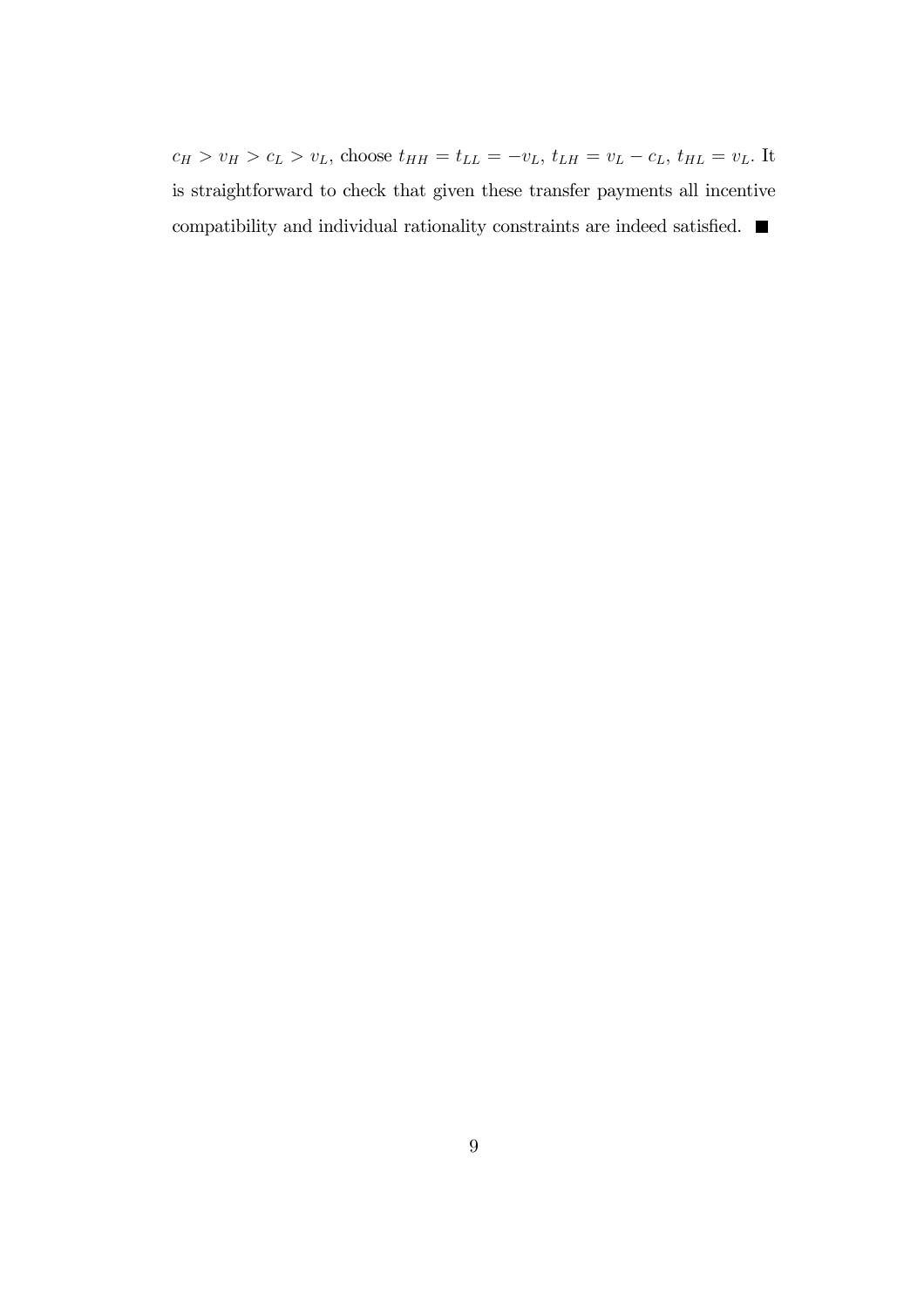$c_H > v_H > c_L > v_L$, choose $t_{HH} = t_{LL} = -v_L$, $t_{LH} = v_L - c_L$, $t_{HL} = v_L$. It is straightforward to check that given these transfer payments all incentive compatibility and individual rationality constraints are indeed satisfied. ■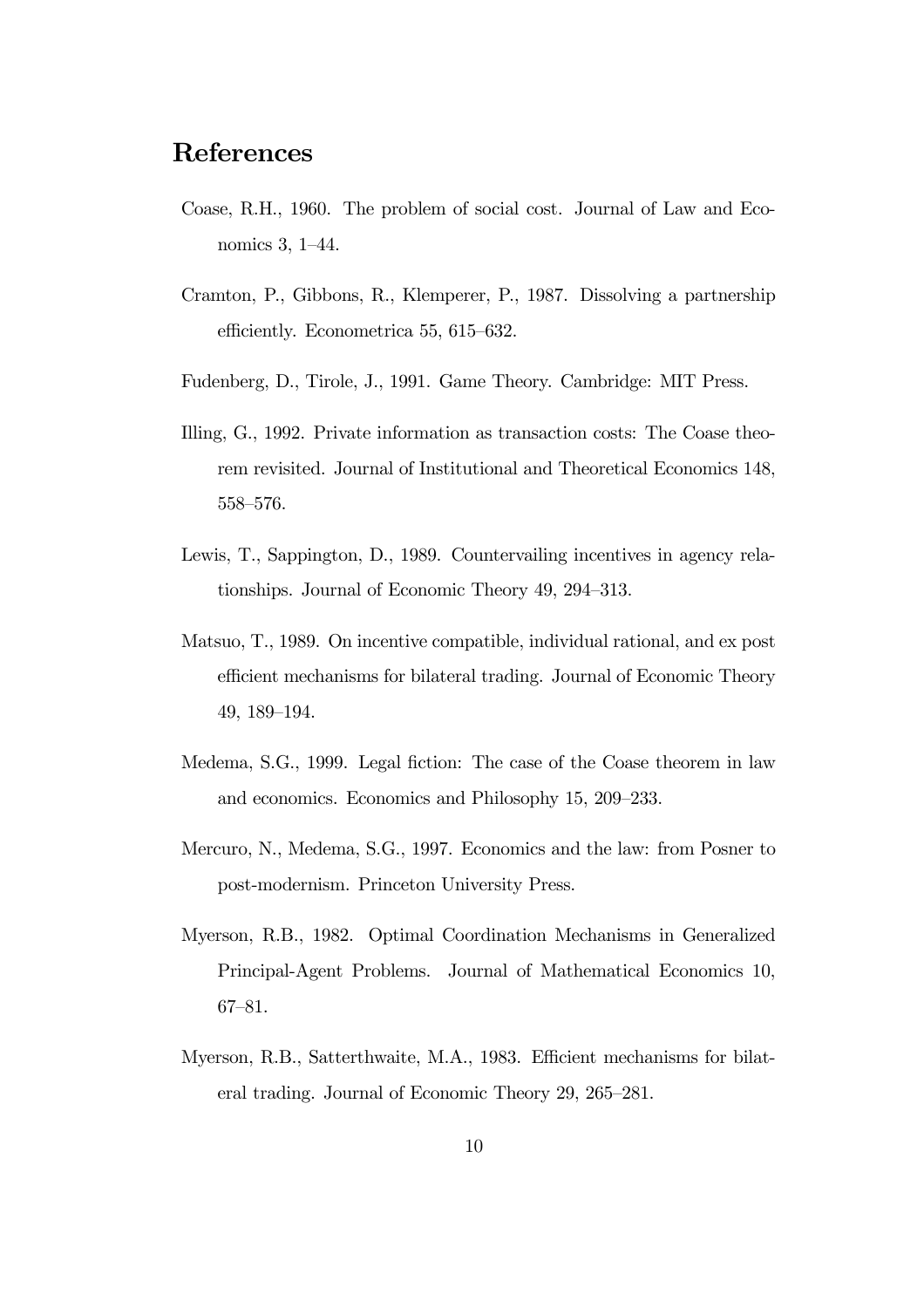## References

Coase, R.H., 1960. The problem of social cost. Journal of Law and Economics 3, 1–44.

Cramton, P., Gibbons, R., Klemperer, P., 1987. Dissolving a partnership efficiently. Econometrica 55, 615–632.

Fudenberg, D., Tirole, J., 1991. Game Theory. Cambridge: MIT Press.

Illing, G., 1992. Private information as transaction costs: The Coase theorem revisited. Journal of Institutional and Theoretical Economics 148, 558–576.

Lewis, T., Sappington, D., 1989. Countervailing incentives in agency relationships. Journal of Economic Theory 49, 294–313.

Matsuo, T., 1989. On incentive compatible, individual rational, and ex post efficient mechanisms for bilateral trading. Journal of Economic Theory 49, 189–194.

Medema, S.G., 1999. Legal fiction: The case of the Coase theorem in law and economics. Economics and Philosophy 15, 209–233.

Mercuro, N., Medema, S.G., 1997. Economics and the law: from Posner to post-modernism. Princeton University Press.

Myerson, R.B., 1982. Optimal Coordination Mechanisms in Generalized Principal-Agent Problems. Journal of Mathematical Economics 10, 67–81.

Myerson, R.B., Satterthwaite, M.A., 1983. Efficient mechanisms for bilateral trading. Journal of Economic Theory 29, 265–281.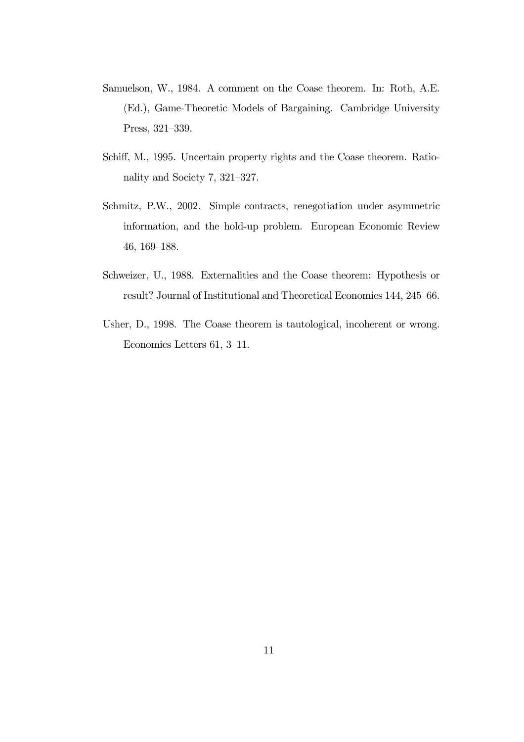Samuelson, W., 1984. A comment on the Coase theorem. In: Roth, A.E. (Ed.), Game-Theoretic Models of Bargaining. Cambridge University Press, 321–339.

Schiff, M., 1995. Uncertain property rights and the Coase theorem. Rationality and Society 7, 321–327.

Schmitz, P.W., 2002. Simple contracts, renegotiation under asymmetric information, and the hold-up problem. European Economic Review 46, 169–188.

Schweizer, U., 1988. Externalities and the Coase theorem: Hypothesis or result? Journal of Institutional and Theoretical Economics 144, 245–66.

Usher, D., 1998. The Coase theorem is tautological, incoherent or wrong. Economics Letters 61, 3–11.